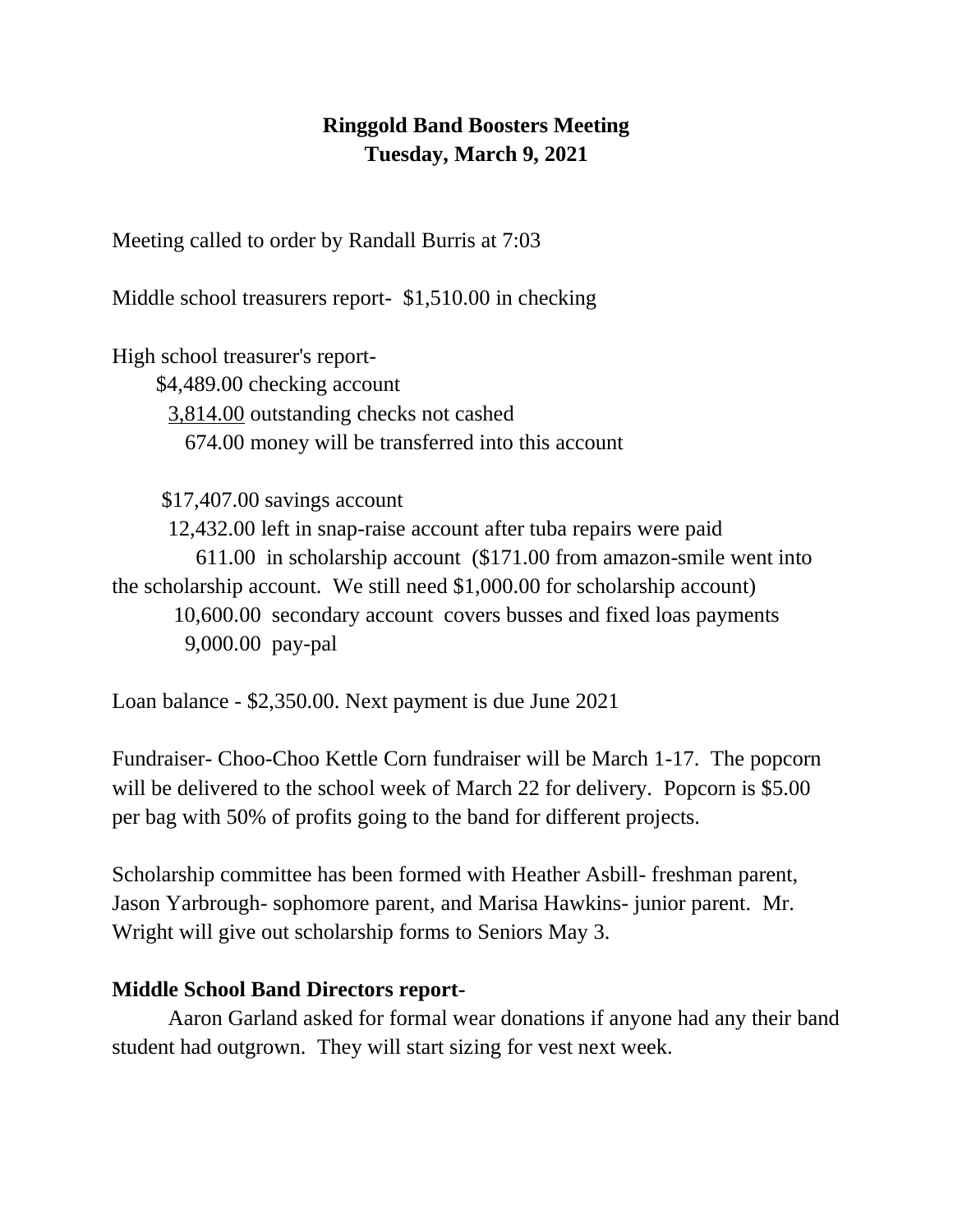**Ringgold Band Boosters Meeting**
**Tuesday, March 9, 2021**

Meeting called to order by Randall Burris at 7:03

Middle school treasurers report- $1,510.00 in checking

High school treasurer's report-

$4,489.00 checking account
3,814.00 outstanding checks not cashed
674.00 money will be transferred into this account

$17,407.00 savings account
12,432.00 left in snap-raise account after tuba repairs were paid
611.00 in scholarship account ($171.00 from amazon-smile went into the scholarship account. We still need $1,000.00 for scholarship account)
10,600.00 secondary account covers busses and fixed loas payments
9,000.00 pay-pal

Loan balance - $2,350.00. Next payment is due June 2021

Fundraiser- Choo-Choo Kettle Corn fundraiser will be March 1-17. The popcorn will be delivered to the school week of March 22 for delivery. Popcorn is $5.00 per bag with 50% of profits going to the band for different projects.

Scholarship committee has been formed with Heather Asbill- freshman parent, Jason Yarbrough- sophomore parent, and Marisa Hawkins- junior parent. Mr. Wright will give out scholarship forms to Seniors May 3.

**Middle School Band Directors report-**

Aaron Garland asked for formal wear donations if anyone had any their band student had outgrown. They will start sizing for vest next week.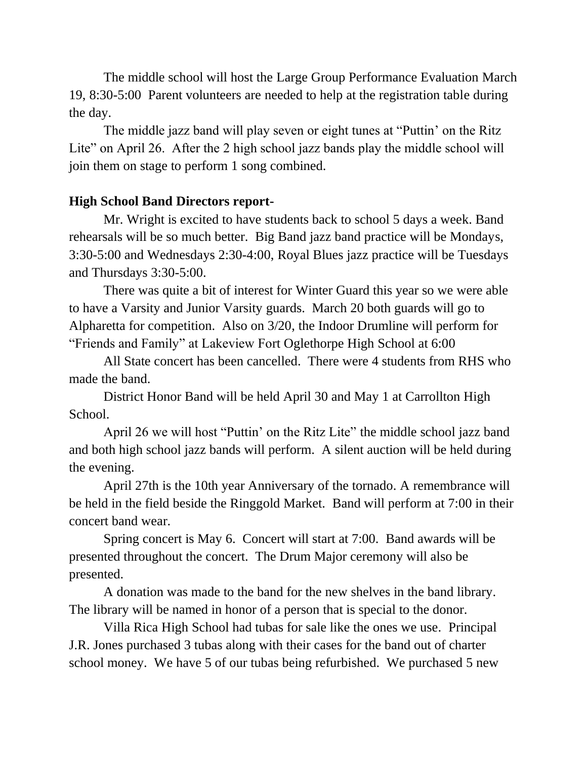The middle school will host the Large Group Performance Evaluation March 19, 8:30-5:00 Parent volunteers are needed to help at the registration table during the day.

The middle jazz band will play seven or eight tunes at “Puttin’ on the Ritz Lite” on April 26. After the 2 high school jazz bands play the middle school will join them on stage to perform 1 song combined.

**High School Band Directors report-**

Mr. Wright is excited to have students back to school 5 days a week. Band rehearsals will be so much better. Big Band jazz band practice will be Mondays, 3:30-5:00 and Wednesdays 2:30-4:00, Royal Blues jazz practice will be Tuesdays and Thursdays 3:30-5:00.

There was quite a bit of interest for Winter Guard this year so we were able to have a Varsity and Junior Varsity guards. March 20 both guards will go to Alpharetta for competition. Also on 3/20, the Indoor Drumline will perform for “Friends and Family” at Lakeview Fort Oglethorpe High School at 6:00

All State concert has been cancelled. There were 4 students from RHS who made the band.

District Honor Band will be held April 30 and May 1 at Carrollton High School.

April 26 we will host “Puttin’ on the Ritz Lite” the middle school jazz band and both high school jazz bands will perform. A silent auction will be held during the evening.

April 27th is the 10th year Anniversary of the tornado. A remembrance will be held in the field beside the Ringgold Market. Band will perform at 7:00 in their concert band wear.

Spring concert is May 6. Concert will start at 7:00. Band awards will be presented throughout the concert. The Drum Major ceremony will also be presented.

A donation was made to the band for the new shelves in the band library. The library will be named in honor of a person that is special to the donor.

Villa Rica High School had tubas for sale like the ones we use. Principal J.R. Jones purchased 3 tubas along with their cases for the band out of charter school money. We have 5 of our tubas being refurbished. We purchased 5 new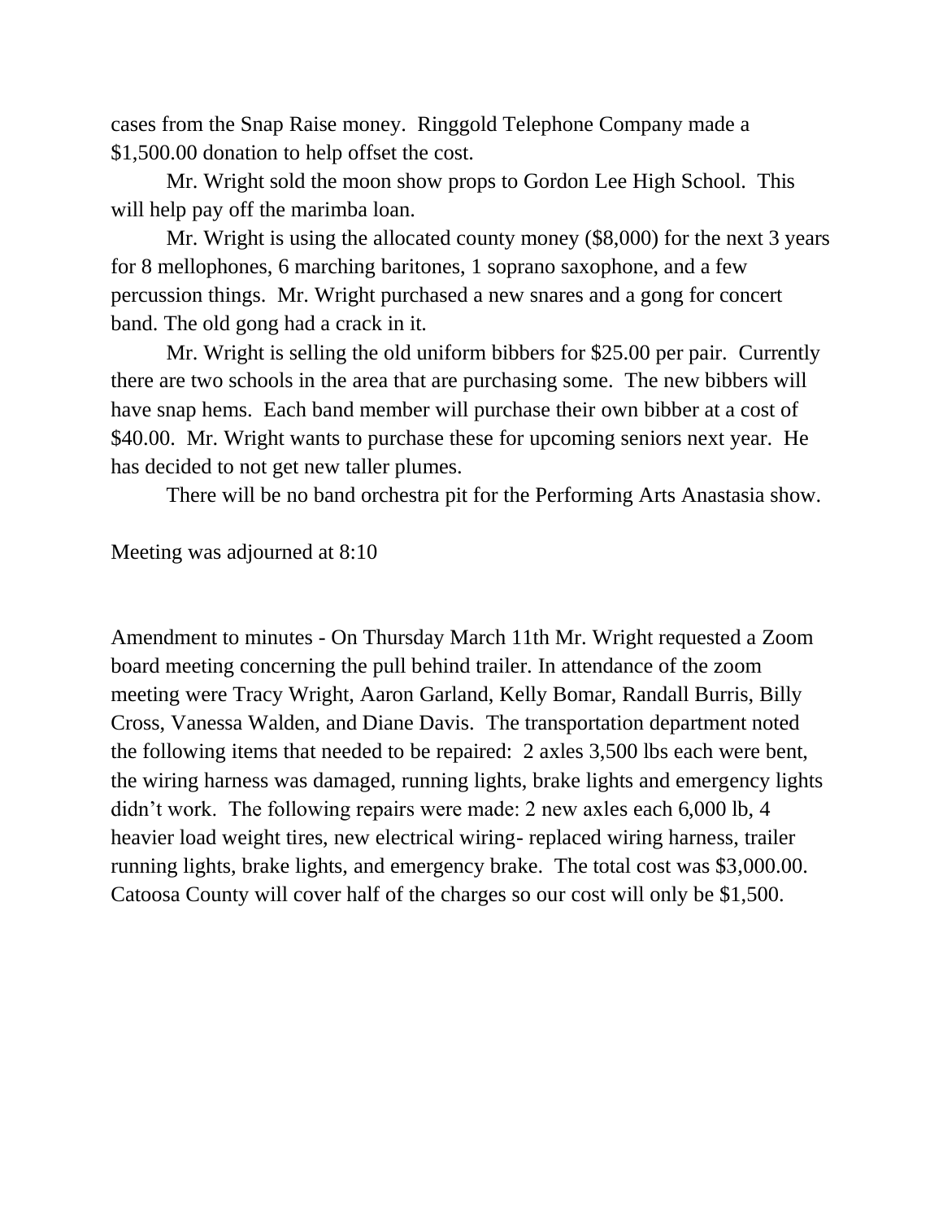cases from the Snap Raise money. Ringgold Telephone Company made a $1,500.00 donation to help offset the cost.

Mr. Wright sold the moon show props to Gordon Lee High School. This will help pay off the marimba loan.

Mr. Wright is using the allocated county money ($8,000) for the next 3 years for 8 mellophones, 6 marching baritones, 1 soprano saxophone, and a few percussion things. Mr. Wright purchased a new snares and a gong for concert band. The old gong had a crack in it.

Mr. Wright is selling the old uniform bibbers for $25.00 per pair. Currently there are two schools in the area that are purchasing some. The new bibbers will have snap hems. Each band member will purchase their own bibber at a cost of $40.00. Mr. Wright wants to purchase these for upcoming seniors next year. He has decided to not get new taller plumes.

There will be no band orchestra pit for the Performing Arts Anastasia show.

Meeting was adjourned at 8:10

Amendment to minutes - On Thursday March 11th Mr. Wright requested a Zoom board meeting concerning the pull behind trailer. In attendance of the zoom meeting were Tracy Wright, Aaron Garland, Kelly Bomar, Randall Burris, Billy Cross, Vanessa Walden, and Diane Davis. The transportation department noted the following items that needed to be repaired: 2 axles 3,500 lbs each were bent, the wiring harness was damaged, running lights, brake lights and emergency lights didn't work. The following repairs were made: 2 new axles each 6,000 lb, 4 heavier load weight tires, new electrical wiring- replaced wiring harness, trailer running lights, brake lights, and emergency brake. The total cost was $3,000.00. Catoosa County will cover half of the charges so our cost will only be $1,500.